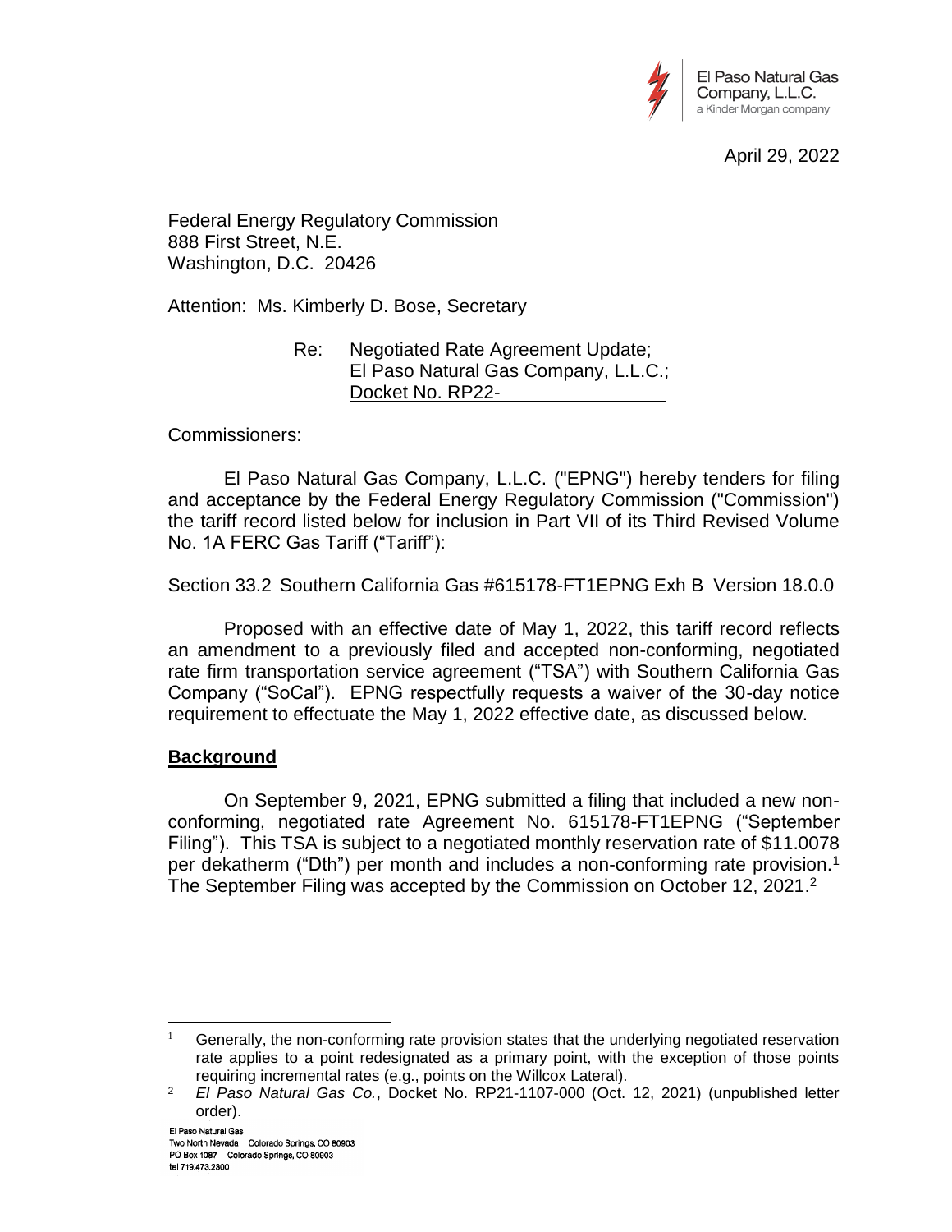El Paso Natural Gas Company, L.L.C.
a Kinder Morgan company

April 29, 2022

Federal Energy Regulatory Commission
888 First Street, N.E.
Washington, D.C. 20426

Attention: Ms. Kimberly D. Bose, Secretary

Re: Negotiated Rate Agreement Update;
El Paso Natural Gas Company, L.L.C.;
Docket No. RP22-

Commissioners:

El Paso Natural Gas Company, L.L.C. ("EPNG") hereby tenders for filing and acceptance by the Federal Energy Regulatory Commission ("Commission") the tariff record listed below for inclusion in Part VII of its Third Revised Volume No. 1A FERC Gas Tariff ("Tariff"):

Section 33.2 Southern California Gas #615178-FT1EPNG Exh B Version 18.0.0

Proposed with an effective date of May 1, 2022, this tariff record reflects an amendment to a previously filed and accepted non-conforming, negotiated rate firm transportation service agreement ("TSA") with Southern California Gas Company ("SoCal"). EPNG respectfully requests a waiver of the 30-day notice requirement to effectuate the May 1, 2022 effective date, as discussed below.

## **Background**

On September 9, 2021, EPNG submitted a filing that included a new non-conforming, negotiated rate Agreement No. 615178-FT1EPNG ("September Filing"). This TSA is subject to a negotiated monthly reservation rate of $11.0078 per dekatherm ("Dth") per month and includes a non-conforming rate provision.[1] The September Filing was accepted by the Commission on October 12, 2021.[2]

---

[1] Generally, the non-conforming rate provision states that the underlying negotiated reservation rate applies to a point redesignated as a primary point, with the exception of those points requiring incremental rates (e.g., points on the Willcox Lateral).

[2] *El Paso Natural Gas Co.*, Docket No. RP21-1107-000 (Oct. 12, 2021) (unpublished letter order).

El Paso Natural Gas
Two North Nevada Colorado Springs, CO 80903
PO Box 1087 Colorado Springs, CO 80903
tel 719.473.2300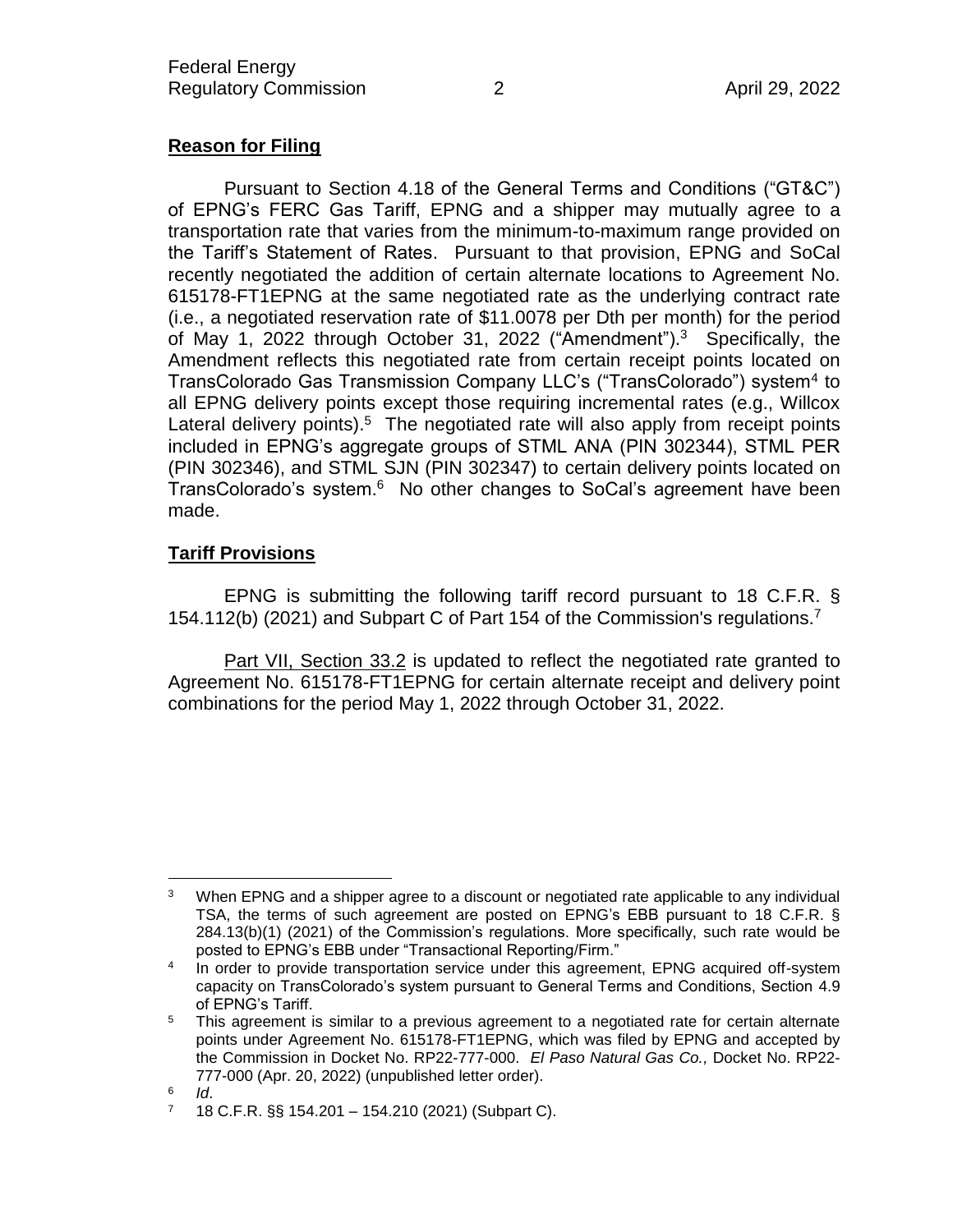**Reason for Filing**

Pursuant to Section 4.18 of the General Terms and Conditions ("GT&C") of EPNG's FERC Gas Tariff, EPNG and a shipper may mutually agree to a transportation rate that varies from the minimum-to-maximum range provided on the Tariff's Statement of Rates. Pursuant to that provision, EPNG and SoCal recently negotiated the addition of certain alternate locations to Agreement No. 615178-FT1EPNG at the same negotiated rate as the underlying contract rate (i.e., a negotiated reservation rate of $11.0078 per Dth per month) for the period of May 1, 2022 through October 31, 2022 ("Amendment").[3] Specifically, the Amendment reflects this negotiated rate from certain receipt points located on TransColorado Gas Transmission Company LLC's ("TransColorado") system[4] to all EPNG delivery points except those requiring incremental rates (e.g., Willcox Lateral delivery points).[5] The negotiated rate will also apply from receipt points included in EPNG's aggregate groups of STML ANA (PIN 302344), STML PER (PIN 302346), and STML SJN (PIN 302347) to certain delivery points located on TransColorado's system.[6] No other changes to SoCal's agreement have been made.

**Tariff Provisions**

EPNG is submitting the following tariff record pursuant to 18 C.F.R. § 154.112(b) (2021) and Subpart C of Part 154 of the Commission's regulations.[7]

Part VII, Section 33.2 is updated to reflect the negotiated rate granted to Agreement No. 615178-FT1EPNG for certain alternate receipt and delivery point combinations for the period May 1, 2022 through October 31, 2022.

---

[3] When EPNG and a shipper agree to a discount or negotiated rate applicable to any individual TSA, the terms of such agreement are posted on EPNG's EBB pursuant to 18 C.F.R. § 284.13(b)(1) (2021) of the Commission's regulations. More specifically, such rate would be posted to EPNG's EBB under "Transactional Reporting/Firm."

[4] In order to provide transportation service under this agreement, EPNG acquired off-system capacity on TransColorado's system pursuant to General Terms and Conditions, Section 4.9 of EPNG's Tariff.

[5] This agreement is similar to a previous agreement to a negotiated rate for certain alternate points under Agreement No. 615178-FT1EPNG, which was filed by EPNG and accepted by the Commission in Docket No. RP22-777-000. *El Paso Natural Gas Co.,* Docket No. RP22-777-000 (Apr. 20, 2022) (unpublished letter order).

[6] *Id*.

[7] 18 C.F.R. §§ 154.201 – 154.210 (2021) (Subpart C).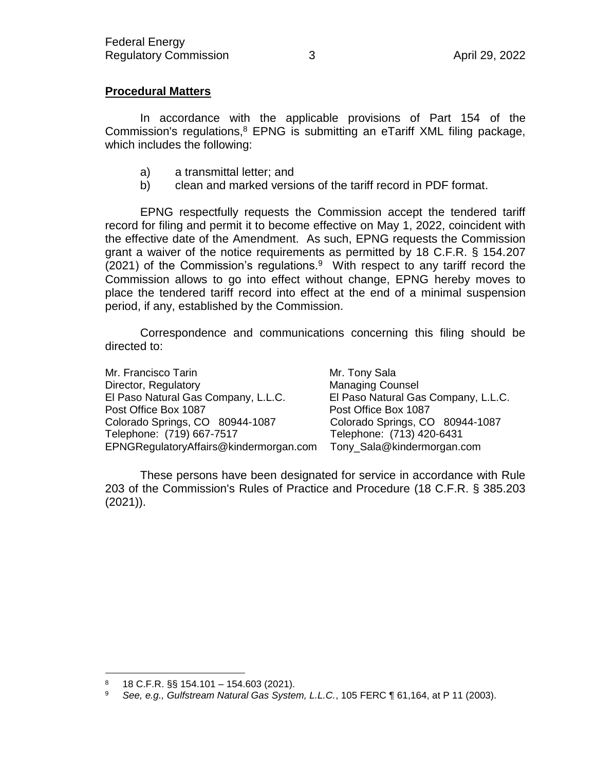**Procedural Matters**

In accordance with the applicable provisions of Part 154 of the Commission's regulations,[8] EPNG is submitting an eTariff XML filing package, which includes the following:

a) a transmittal letter; and
b) clean and marked versions of the tariff record in PDF format.

EPNG respectfully requests the Commission accept the tendered tariff record for filing and permit it to become effective on May 1, 2022, coincident with the effective date of the Amendment. As such, EPNG requests the Commission grant a waiver of the notice requirements as permitted by 18 C.F.R. § 154.207 (2021) of the Commission's regulations.[9] With respect to any tariff record the Commission allows to go into effect without change, EPNG hereby moves to place the tendered tariff record into effect at the end of a minimal suspension period, if any, established by the Commission.

Correspondence and communications concerning this filing should be directed to:

Mr. Francisco Tarin
Director, Regulatory
El Paso Natural Gas Company, L.L.C.
Post Office Box 1087
Colorado Springs, CO 80944-1087
Telephone: (719) 667-7517
EPNGRegulatoryAffairs@kindermorgan.com

Mr. Tony Sala
Managing Counsel
El Paso Natural Gas Company, L.L.C.
Post Office Box 1087
Colorado Springs, CO 80944-1087
Telephone: (713) 420-6431
Tony_Sala@kindermorgan.com

These persons have been designated for service in accordance with Rule 203 of the Commission's Rules of Practice and Procedure (18 C.F.R. § 385.203 (2021)).

---

[8] 18 C.F.R. §§ 154.101 – 154.603 (2021).

[9] *See, e.g., Gulfstream Natural Gas System, L.L.C.*, 105 FERC ¶ 61,164, at P 11 (2003).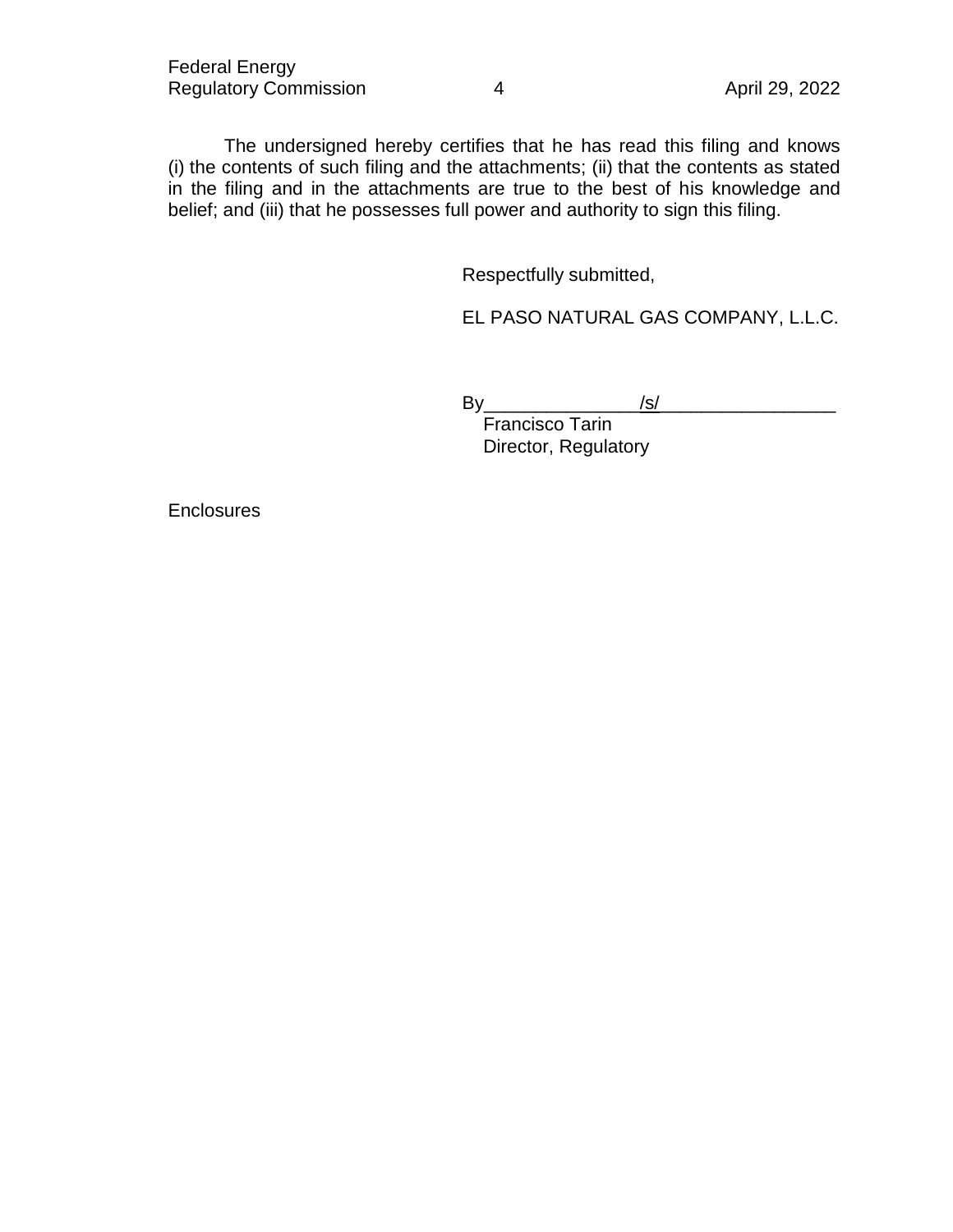The undersigned hereby certifies that he has read this filing and knows (i) the contents of such filing and the attachments; (ii) that the contents as stated in the filing and in the attachments are true to the best of his knowledge and belief; and (iii) that he possesses full power and authority to sign this filing.

Respectfully submitted,

EL PASO NATURAL GAS COMPANY, L.L.C.

By_______________/s/_________________
Francisco Tarin
Director, Regulatory

Enclosures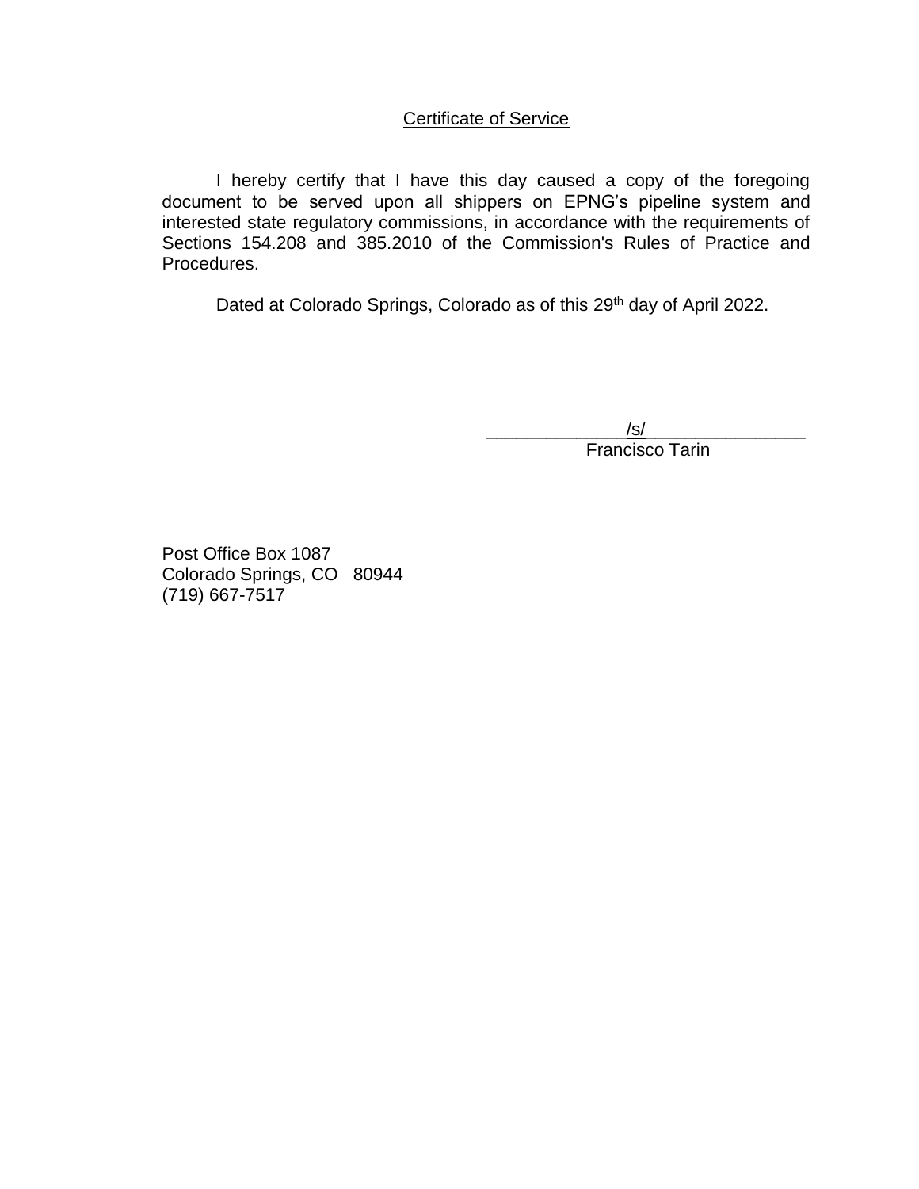## Certificate of Service

I hereby certify that I have this day caused a copy of the foregoing document to be served upon all shippers on EPNG's pipeline system and interested state regulatory commissions, in accordance with the requirements of Sections 154.208 and 385.2010 of the Commission's Rules of Practice and Procedures.

Dated at Colorado Springs, Colorado as of this 29th day of April 2022.

_______________/s/_________________
Francisco Tarin

Post Office Box 1087
Colorado Springs, CO 80944
(719) 667-7517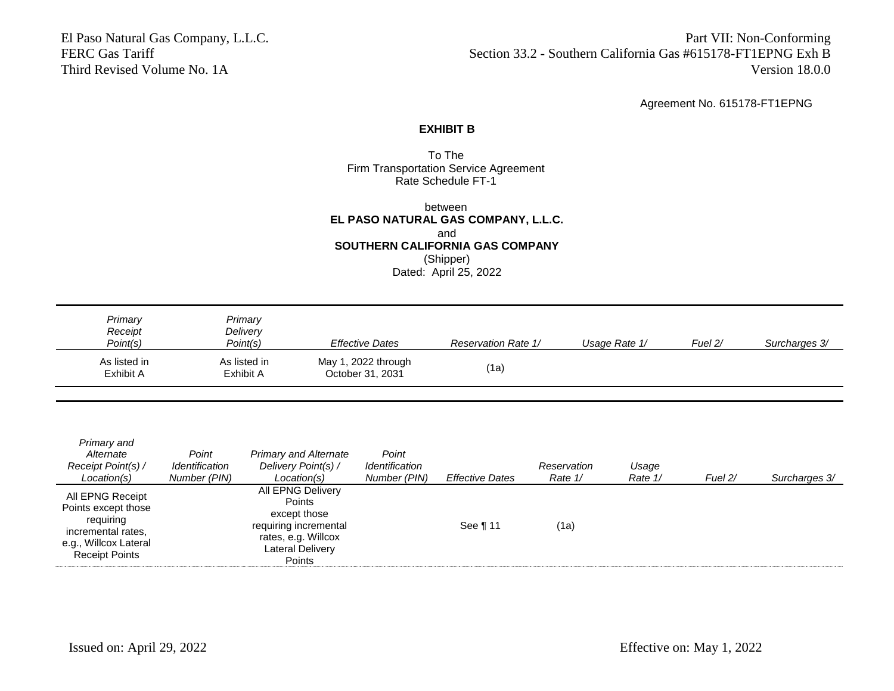Agreement No. 615178-FT1EPNG

**EXHIBIT B**

To The
Firm Transportation Service Agreement
Rate Schedule FT-1

between
**EL PASO NATURAL GAS COMPANY, L.L.C.**
and
**SOUTHERN CALIFORNIA GAS COMPANY**
(Shipper)
Dated: April 25, 2022

| *Primary Receipt Point(s)* | *Primary Delivery Point(s)* | *Effective Dates* | *Reservation Rate 1/* | *Usage Rate 1/* | *Fuel 2/* | *Surcharges 3/* |
|---|---|---|---|---|---|---|
| As listed in Exhibit A | As listed in Exhibit A | May 1, 2022 through October 31, 2031 | (1a) | | | |

| *Primary and Alternate Receipt Point(s) / Location(s)* | *Point Identification Number (PIN)* | *Primary and Alternate Delivery Point(s) / Location(s)* | *Point Identification Number (PIN)* | *Effective Dates* | *Reservation Rate 1/* | *Usage Rate 1/* | *Fuel 2/* | *Surcharges 3/* |
|---|---|---|---|---|---|---|---|---|
| All EPNG Receipt Points except those requiring incremental rates, e.g., Willcox Lateral Receipt Points | | All EPNG Delivery Points except those requiring incremental rates, e.g. Willcox Lateral Delivery Points | | See ¶ 11 | (1a) | | | |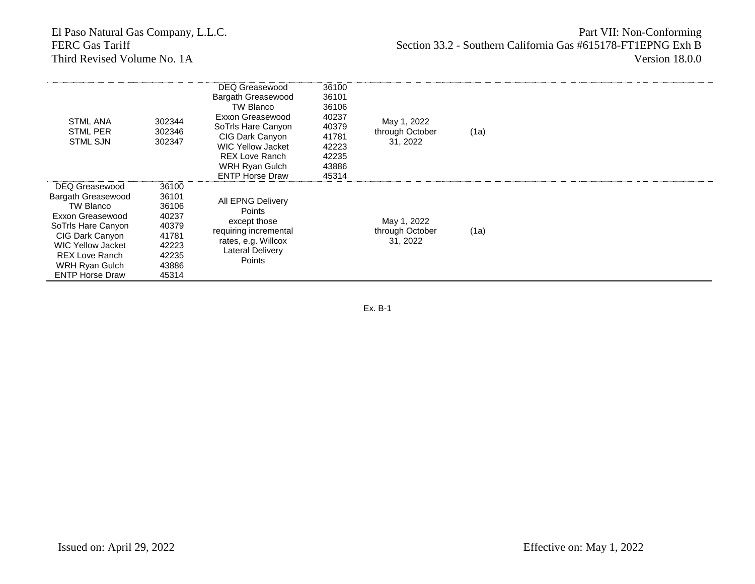| | | | | | | |
|---|---|---|---|---|---|---|
| STML ANA<br>STML PER<br>STML SJN | 302344<br>302346<br>302347 | DEQ Greasewood<br>Bargath Greasewood<br>TW Blanco<br>Exxon Greasewood<br>SoTrls Hare Canyon<br>CIG Dark Canyon<br>WIC Yellow Jacket<br>REX Love Ranch<br>WRH Ryan Gulch<br>ENTP Horse Draw | 36100<br>36101<br>36106<br>40237<br>40379<br>41781<br>42223<br>42235<br>43886<br>45314 | May 1, 2022 through October 31, 2022 | (1a) | |
| DEQ Greasewood<br>Bargath Greasewood<br>TW Blanco<br>Exxon Greasewood<br>SoTrls Hare Canyon<br>CIG Dark Canyon<br>WIC Yellow Jacket<br>REX Love Ranch<br>WRH Ryan Gulch<br>ENTP Horse Draw | 36100<br>36101<br>36106<br>40237<br>40379<br>41781<br>42223<br>42235<br>43886<br>45314 | All EPNG Delivery Points except those requiring incremental rates, e.g. Willcox Lateral Delivery Points | | May 1, 2022 through October 31, 2022 | (1a) | |

Ex. B-1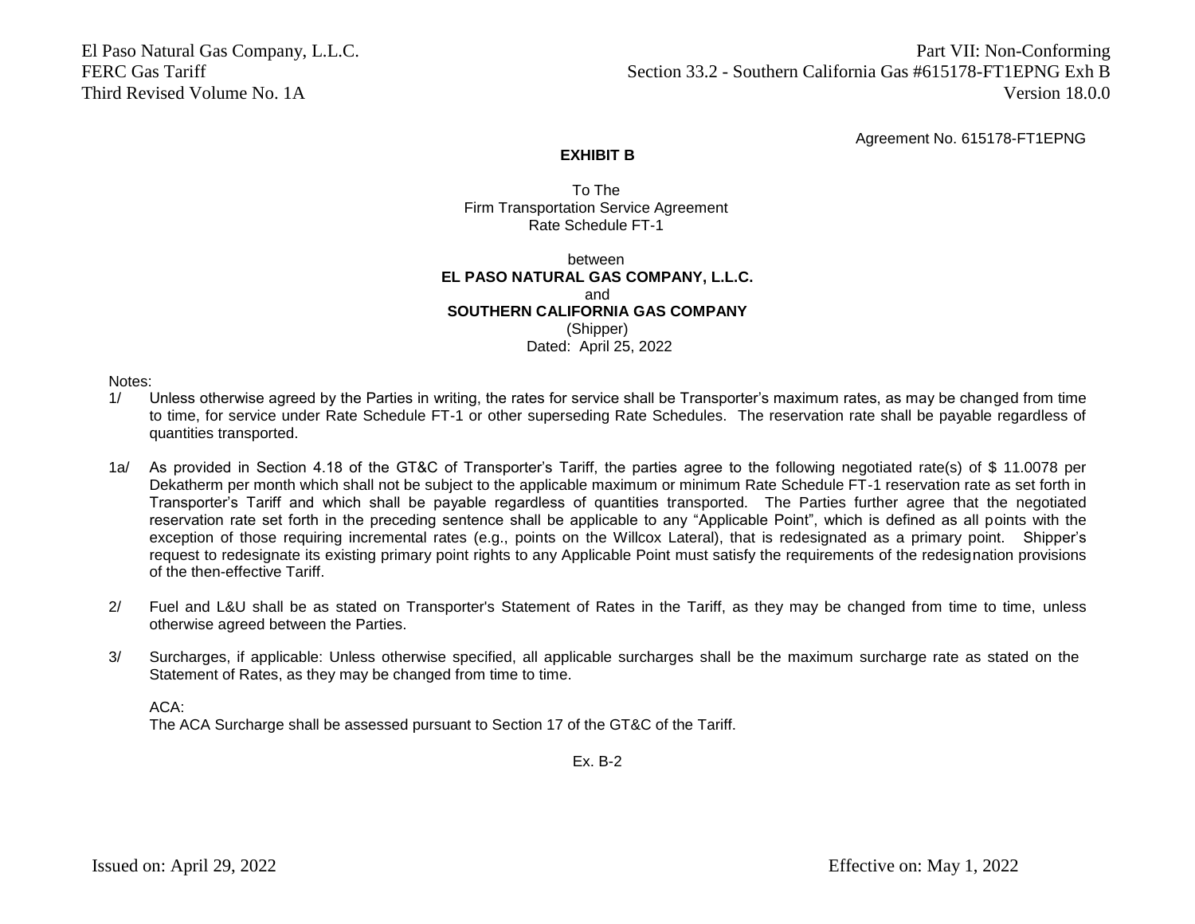Agreement No. 615178-FT1EPNG

**EXHIBIT B**

To The
Firm Transportation Service Agreement
Rate Schedule FT-1

between
**EL PASO NATURAL GAS COMPANY, L.L.C.**
and
**SOUTHERN CALIFORNIA GAS COMPANY**
(Shipper)
Dated: April 25, 2022

Notes:

1/ Unless otherwise agreed by the Parties in writing, the rates for service shall be Transporter's maximum rates, as may be changed from time to time, for service under Rate Schedule FT-1 or other superseding Rate Schedules. The reservation rate shall be payable regardless of quantities transported.

1a/ As provided in Section 4.18 of the GT&C of Transporter's Tariff, the parties agree to the following negotiated rate(s) of $ 11.0078 per Dekatherm per month which shall not be subject to the applicable maximum or minimum Rate Schedule FT-1 reservation rate as set forth in Transporter's Tariff and which shall be payable regardless of quantities transported. The Parties further agree that the negotiated reservation rate set forth in the preceding sentence shall be applicable to any "Applicable Point", which is defined as all points with the exception of those requiring incremental rates (e.g., points on the Willcox Lateral), that is redesignated as a primary point. Shipper's request to redesignate its existing primary point rights to any Applicable Point must satisfy the requirements of the redesignation provisions of the then-effective Tariff.

2/ Fuel and L&U shall be as stated on Transporter's Statement of Rates in the Tariff, as they may be changed from time to time, unless otherwise agreed between the Parties.

3/ Surcharges, if applicable: Unless otherwise specified, all applicable surcharges shall be the maximum surcharge rate as stated on the Statement of Rates, as they may be changed from time to time.

ACA:
The ACA Surcharge shall be assessed pursuant to Section 17 of the GT&C of the Tariff.

Ex. B-2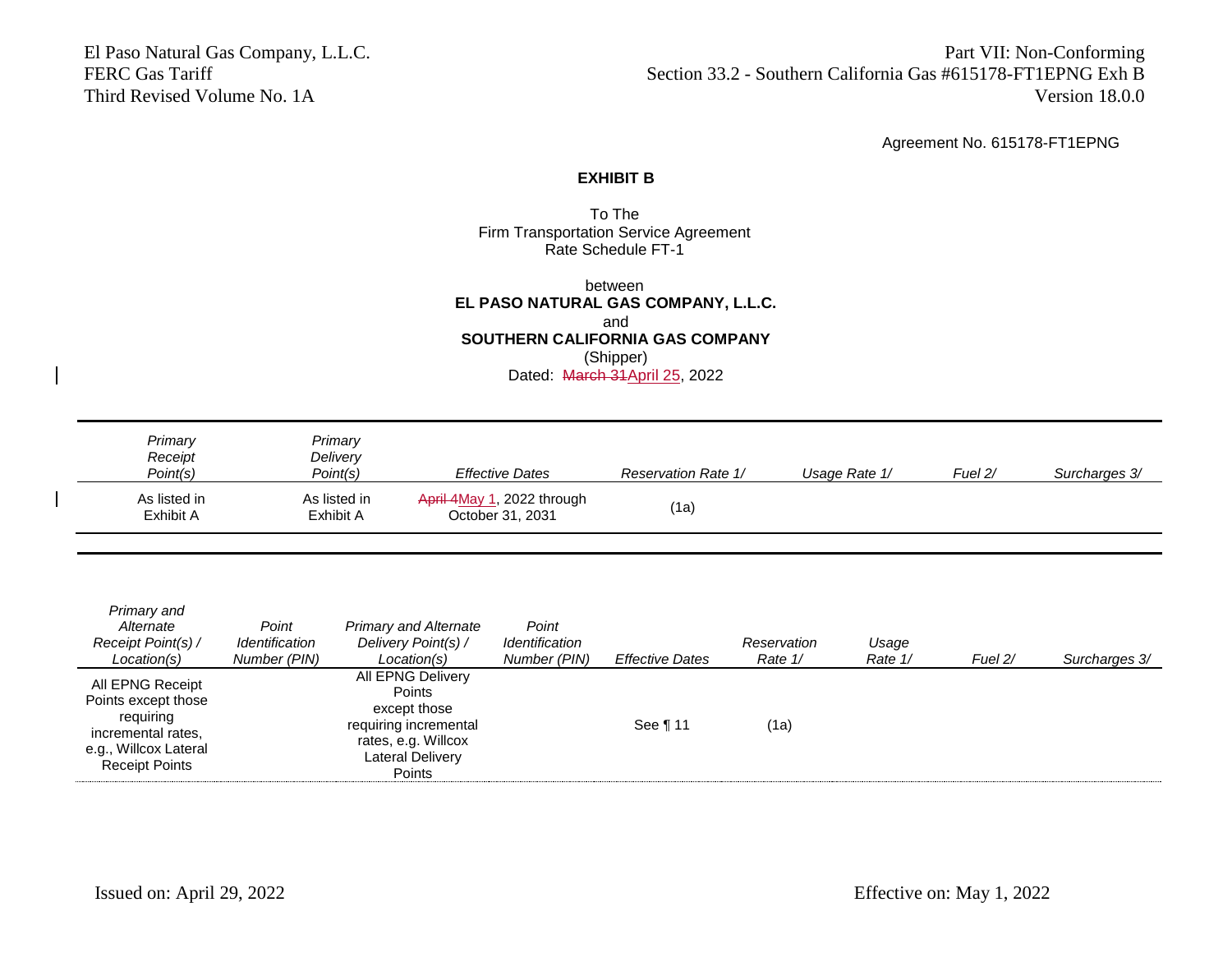Agreement No. 615178-FT1EPNG

**EXHIBIT B**

To The
Firm Transportation Service Agreement
Rate Schedule FT-1

between
**EL PASO NATURAL GAS COMPANY, L.L.C.**
and
**SOUTHERN CALIFORNIA GAS COMPANY**
(Shipper)
Dated: ~~March 31~~April 25, 2022

| *Primary Receipt Point(s)* | *Primary Delivery Point(s)* | *Effective Dates* | *Reservation Rate 1/* | *Usage Rate 1/* | *Fuel 2/* | *Surcharges 3/* |
|---|---|---|---|---|---|---|
| As listed in Exhibit A | As listed in Exhibit A | ~~April 4~~May 1, 2022 through October 31, 2031 | (1a) | | | |

| *Primary and Alternate Receipt Point(s) / Location(s)* | *Point Identification Number (PIN)* | *Primary and Alternate Delivery Point(s) / Location(s)* | *Point Identification Number (PIN)* | *Effective Dates* | *Reservation Rate 1/* | *Usage Rate 1/* | *Fuel 2/* | *Surcharges 3/* |
|---|---|---|---|---|---|---|---|---|
| All EPNG Receipt Points except those requiring incremental rates, e.g., Willcox Lateral Receipt Points | | All EPNG Delivery Points except those requiring incremental rates, e.g. Willcox Lateral Delivery Points | | See ¶ 11 | (1a) | | | |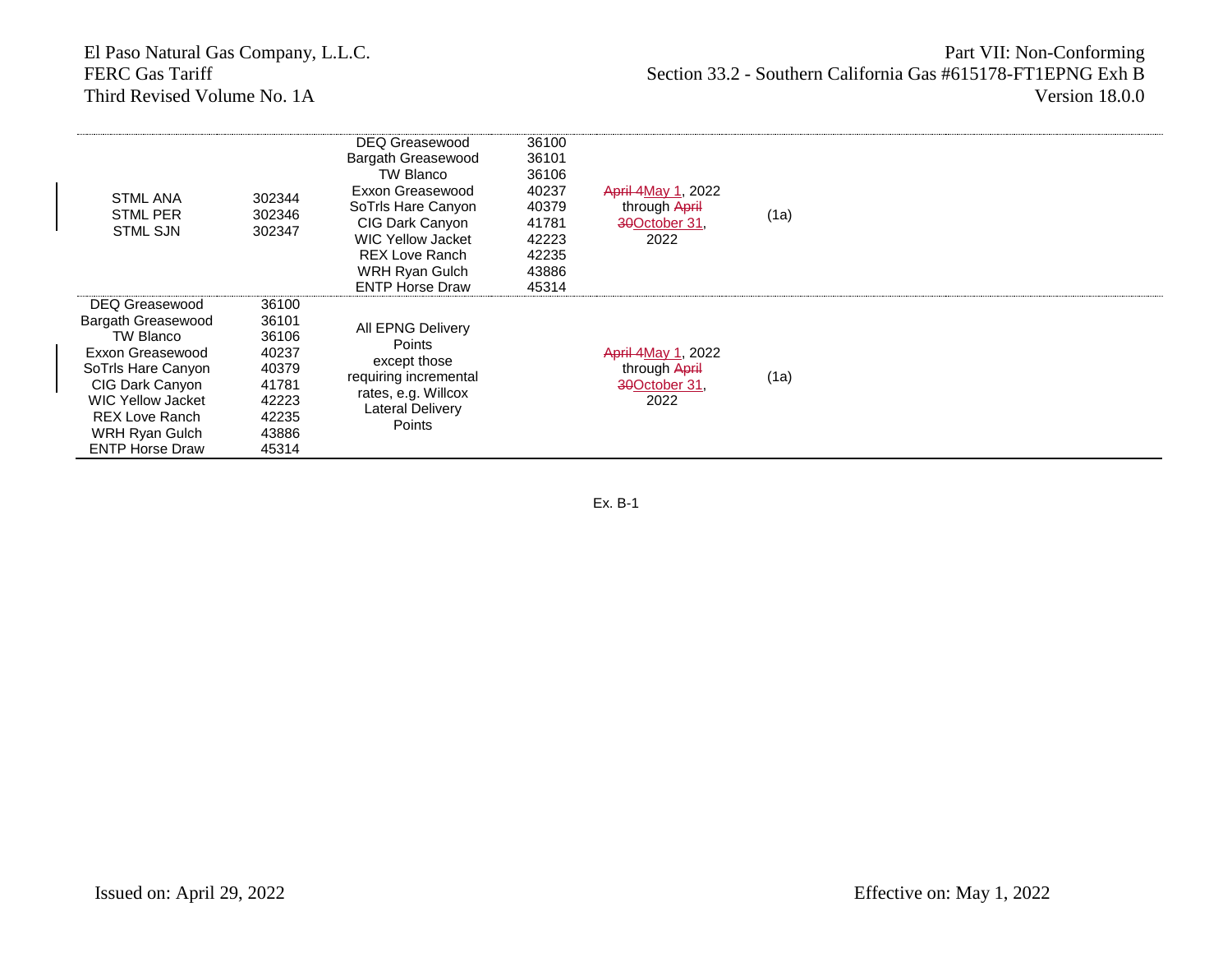| | | | | | |
|---|---|---|---|---|---|
| STML ANA<br>STML PER<br>STML SJN | 302344<br>302346<br>302347 | DEQ Greasewood<br>Bargath Greasewood<br>TW Blanco<br>Exxon Greasewood<br>SoTrls Hare Canyon<br>CIG Dark Canyon<br>WIC Yellow Jacket<br>REX Love Ranch<br>WRH Ryan Gulch<br>ENTP Horse Draw | 36100<br>36101<br>36106<br>40237<br>40379<br>41781<br>42223<br>42235<br>43886<br>45314 | ~~April 4~~May 1, 2022 through ~~April 30~~October 31, 2022 | (1a) |
| DEQ Greasewood<br>Bargath Greasewood<br>TW Blanco<br>Exxon Greasewood<br>SoTrls Hare Canyon<br>CIG Dark Canyon<br>WIC Yellow Jacket<br>REX Love Ranch<br>WRH Ryan Gulch<br>ENTP Horse Draw | 36100<br>36101<br>36106<br>40237<br>40379<br>41781<br>42223<br>42235<br>43886<br>45314 | All EPNG Delivery Points except those requiring incremental rates, e.g. Willcox Lateral Delivery Points | | ~~April 4~~May 1, 2022 through ~~April 30~~October 31, 2022 | (1a) |

Ex. B-1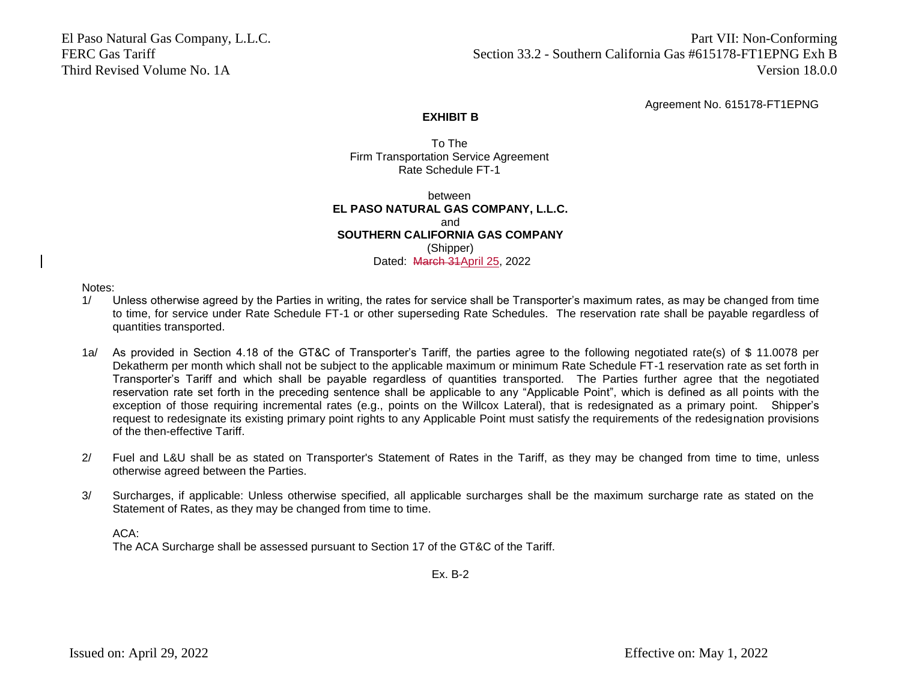Agreement No. 615178-FT1EPNG

**EXHIBIT B**

To The
Firm Transportation Service Agreement
Rate Schedule FT-1

between
**EL PASO NATURAL GAS COMPANY, L.L.C.**
and
**SOUTHERN CALIFORNIA GAS COMPANY**
(Shipper)
Dated: ~~March 31~~April 25, 2022

Notes:

1/ Unless otherwise agreed by the Parties in writing, the rates for service shall be Transporter's maximum rates, as may be changed from time to time, for service under Rate Schedule FT-1 or other superseding Rate Schedules. The reservation rate shall be payable regardless of quantities transported.

1a/ As provided in Section 4.18 of the GT&C of Transporter's Tariff, the parties agree to the following negotiated rate(s) of $ 11.0078 per Dekatherm per month which shall not be subject to the applicable maximum or minimum Rate Schedule FT-1 reservation rate as set forth in Transporter's Tariff and which shall be payable regardless of quantities transported. The Parties further agree that the negotiated reservation rate set forth in the preceding sentence shall be applicable to any "Applicable Point", which is defined as all points with the exception of those requiring incremental rates (e.g., points on the Willcox Lateral), that is redesignated as a primary point. Shipper's request to redesignate its existing primary point rights to any Applicable Point must satisfy the requirements of the redesignation provisions of the then-effective Tariff.

2/ Fuel and L&U shall be as stated on Transporter's Statement of Rates in the Tariff, as they may be changed from time to time, unless otherwise agreed between the Parties.

3/ Surcharges, if applicable: Unless otherwise specified, all applicable surcharges shall be the maximum surcharge rate as stated on the Statement of Rates, as they may be changed from time to time.

ACA:
The ACA Surcharge shall be assessed pursuant to Section 17 of the GT&C of the Tariff.

Ex. B-2